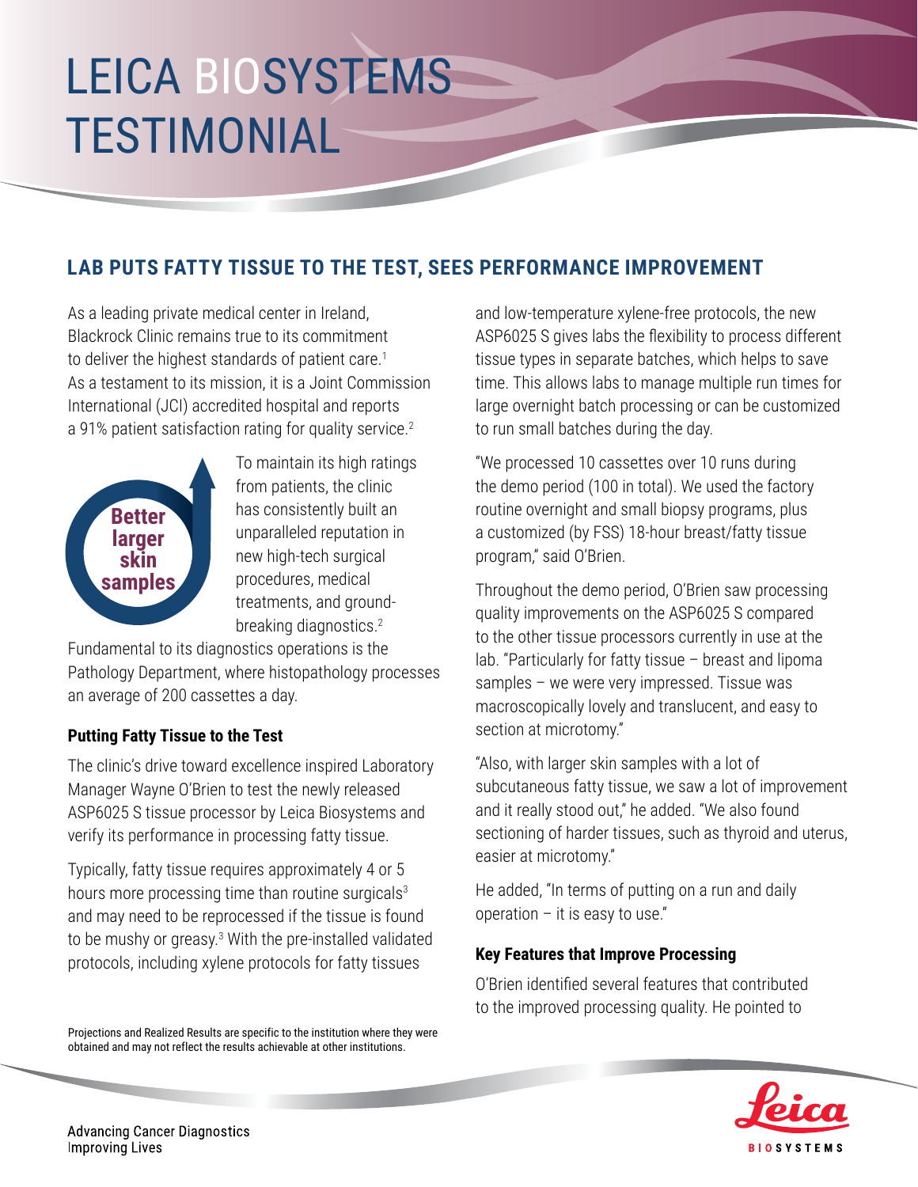# LEICA BIOSYSTEMS TESTIMONIAL

## LAB PUTS FATTY TISSUE TO THE TEST, SEES PERFORMANCE IMPROVEMENT

As a leading private medical center in Ireland, Blackrock Clinic remains true to its commitment to deliver the highest standards of patient care.[1] As a testament to its mission, it is a Joint Commission International (JCI) accredited hospital and reports a 91% patient satisfaction rating for quality service.[2]

**Better larger skin samples**

To maintain its high ratings from patients, the clinic has consistently built an unparalleled reputation in new high-tech surgical procedures, medical treatments, and ground-breaking diagnostics.[2] Fundamental to its diagnostics operations is the Pathology Department, where histopathology processes an average of 200 cassettes a day.

### Putting Fatty Tissue to the Test

The clinic's drive toward excellence inspired Laboratory Manager Wayne O'Brien to test the newly released ASP6025 S tissue processor by Leica Biosystems and verify its performance in processing fatty tissue.

Typically, fatty tissue requires approximately 4 or 5 hours more processing time than routine surgicals[3] and may need to be reprocessed if the tissue is found to be mushy or greasy.[3] With the pre-installed validated protocols, including xylene protocols for fatty tissues and low-temperature xylene-free protocols, the new ASP6025 S gives labs the flexibility to process different tissue types in separate batches, which helps to save time. This allows labs to manage multiple run times for large overnight batch processing or can be customized to run small batches during the day.

"We processed 10 cassettes over 10 runs during the demo period (100 in total). We used the factory routine overnight and small biopsy programs, plus a customized (by FSS) 18-hour breast/fatty tissue program," said O'Brien.

Throughout the demo period, O'Brien saw processing quality improvements on the ASP6025 S compared to the other tissue processors currently in use at the lab. "Particularly for fatty tissue – breast and lipoma samples – we were very impressed. Tissue was macroscopically lovely and translucent, and easy to section at microtomy."

"Also, with larger skin samples with a lot of subcutaneous fatty tissue, we saw a lot of improvement and it really stood out," he added. "We also found sectioning of harder tissues, such as thyroid and uterus, easier at microtomy."

He added, "In terms of putting on a run and daily operation – it is easy to use."

### Key Features that Improve Processing

O'Brien identified several features that contributed to the improved processing quality. He pointed to

Projections and Realized Results are specific to the institution where they were obtained and may not reflect the results achievable at other institutions.

Advancing Cancer Diagnostics
Improving Lives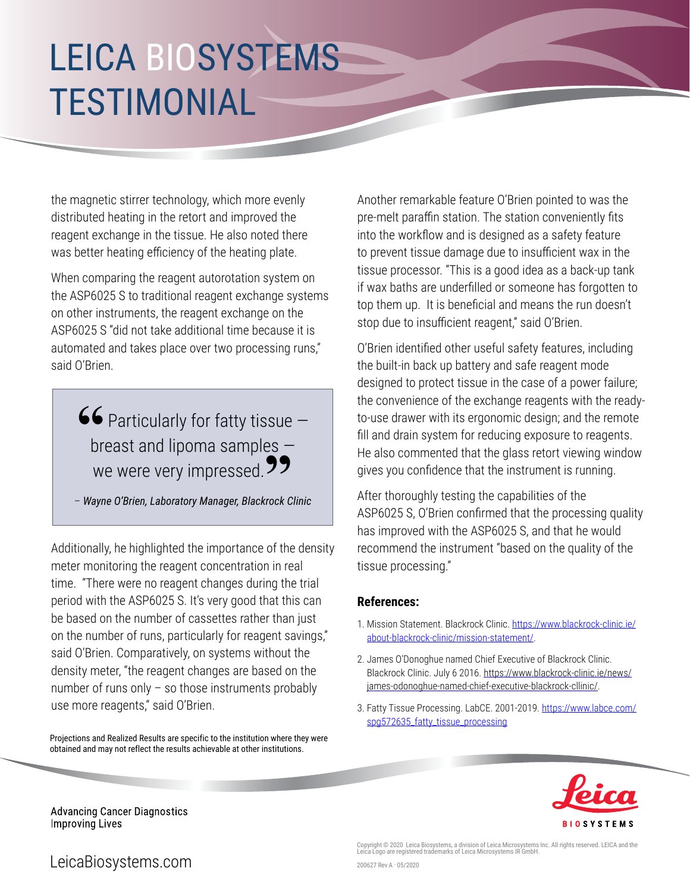# LEICA BIOSYSTEMS TESTIMONIAL

the magnetic stirrer technology, which more evenly distributed heating in the retort and improved the reagent exchange in the tissue. He also noted there was better heating efficiency of the heating plate.

When comparing the reagent autorotation system on the ASP6025 S to traditional reagent exchange systems on other instruments, the reagent exchange on the ASP6025 S "did not take additional time because it is automated and takes place over two processing runs," said O'Brien.

> "Particularly for fatty tissue – breast and lipoma samples – we were very impressed."
>
> *– Wayne O'Brien, Laboratory Manager, Blackrock Clinic*

Additionally, he highlighted the importance of the density meter monitoring the reagent concentration in real time. "There were no reagent changes during the trial period with the ASP6025 S. It's very good that this can be based on the number of cassettes rather than just on the number of runs, particularly for reagent savings," said O'Brien. Comparatively, on systems without the density meter, "the reagent changes are based on the number of runs only – so those instruments probably use more reagents," said O'Brien.

Projections and Realized Results are specific to the institution where they were obtained and may not reflect the results achievable at other institutions.

Another remarkable feature O'Brien pointed to was the pre-melt paraffin station. The station conveniently fits into the workflow and is designed as a safety feature to prevent tissue damage due to insufficient wax in the tissue processor. "This is a good idea as a back-up tank if wax baths are underfilled or someone has forgotten to top them up. It is beneficial and means the run doesn't stop due to insufficient reagent," said O'Brien.

O'Brien identified other useful safety features, including the built-in back up battery and safe reagent mode designed to protect tissue in the case of a power failure; the convenience of the exchange reagents with the ready-to-use drawer with its ergonomic design; and the remote fill and drain system for reducing exposure to reagents. He also commented that the glass retort viewing window gives you confidence that the instrument is running.

After thoroughly testing the capabilities of the ASP6025 S, O'Brien confirmed that the processing quality has improved with the ASP6025 S, and that he would recommend the instrument "based on the quality of the tissue processing."

**References:**

1. Mission Statement. Blackrock Clinic. https://www.blackrock-clinic.ie/about-blackrock-clinic/mission-statement/.
2. James O'Donoghue named Chief Executive of Blackrock Clinic. Blackrock Clinic. July 6 2016. https://www.blackrock-clinic.ie/news/james-odonoghue-named-chief-executive-blackrock-cllinic/.
3. Fatty Tissue Processing. LabCE. 2001-2019. https://www.labce.com/spg572635_fatty_tissue_processing

Advancing Cancer Diagnostics
Improving Lives

LeicaBiosystems.com

Copyright © 2020 Leica Biosystems, a division of Leica Microsystems Inc. All rights reserved. LEICA and the Leica Logo are registered trademarks of Leica Microsystems IR GmbH.

200627 Rev A · 05/2020